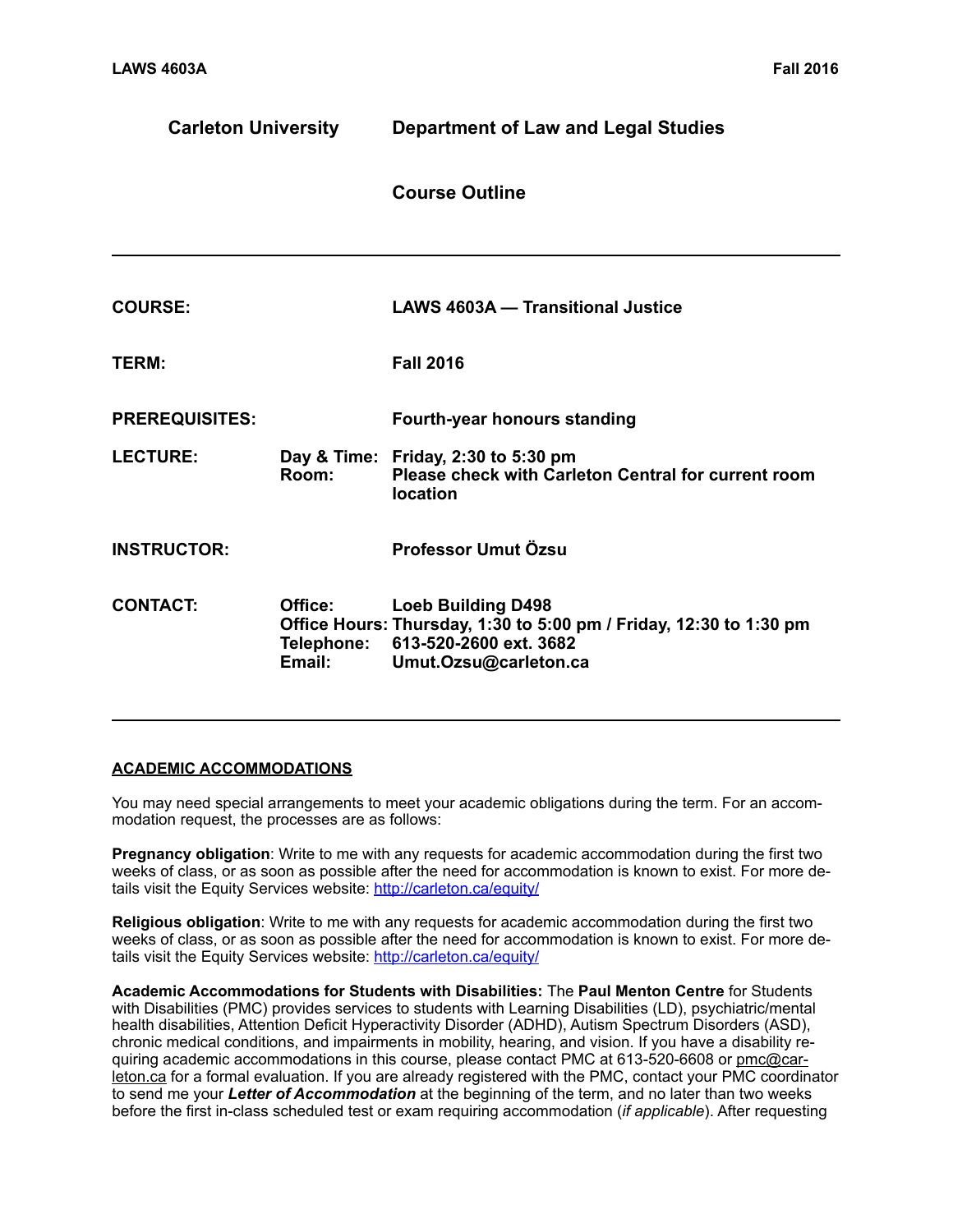Carleton University **Department of Law and Legal Studies**

**Course Outline**

---

| | | |
|---|---|---|
| **COURSE:** | | **LAWS 4603A — Transitional Justice** |
| **TERM:** | | **Fall 2016** |
| **PREREQUISITES:** | | **Fourth-year honours standing** |
| **LECTURE:** | **Day & Time:** | **Friday, 2:30 to 5:30 pm** |
| | **Room:** | **Please check with Carleton Central for current room location** |
| **INSTRUCTOR:** | | **Professor Umut Özsu** |
| **CONTACT:** | **Office:** | **Loeb Building D498** |
| | **Office Hours:** | **Thursday, 1:30 to 5:00 pm / Friday, 12:30 to 1:30 pm** |
| | **Telephone:** | **613-520-2600 ext. 3682** |
| | **Email:** | **Umut.Ozsu@carleton.ca** |

---

## ACADEMIC ACCOMMODATIONS

You may need special arrangements to meet your academic obligations during the term. For an accommodation request, the processes are as follows:

**Pregnancy obligation**: Write to me with any requests for academic accommodation during the first two weeks of class, or as soon as possible after the need for accommodation is known to exist. For more details visit the Equity Services website: http://carleton.ca/equity/

**Religious obligation**: Write to me with any requests for academic accommodation during the first two weeks of class, or as soon as possible after the need for accommodation is known to exist. For more details visit the Equity Services website: http://carleton.ca/equity/

**Academic Accommodations for Students with Disabilities:** The **Paul Menton Centre** for Students with Disabilities (PMC) provides services to students with Learning Disabilities (LD), psychiatric/mental health disabilities, Attention Deficit Hyperactivity Disorder (ADHD), Autism Spectrum Disorders (ASD), chronic medical conditions, and impairments in mobility, hearing, and vision. If you have a disability requiring academic accommodations in this course, please contact PMC at 613-520-6608 or pmc@carleton.ca for a formal evaluation. If you are already registered with the PMC, contact your PMC coordinator to send me your ***Letter of Accommodation*** at the beginning of the term, and no later than two weeks before the first in-class scheduled test or exam requiring accommodation (*if applicable*). After requesting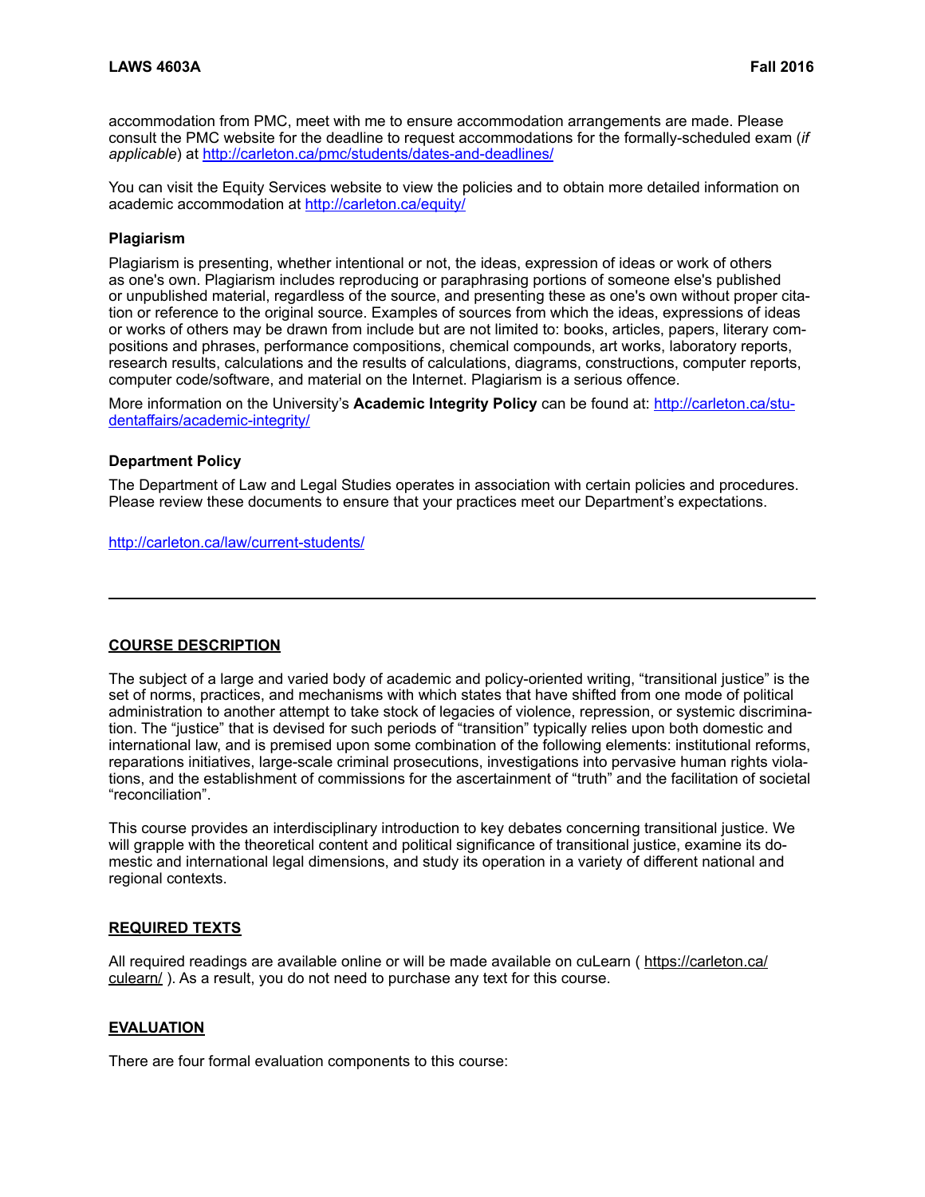accommodation from PMC, meet with me to ensure accommodation arrangements are made. Please consult the PMC website for the deadline to request accommodations for the formally-scheduled exam (*if applicable*) at http://carleton.ca/pmc/students/dates-and-deadlines/

You can visit the Equity Services website to view the policies and to obtain more detailed information on academic accommodation at http://carleton.ca/equity/

### Plagiarism

Plagiarism is presenting, whether intentional or not, the ideas, expression of ideas or work of others as one's own. Plagiarism includes reproducing or paraphrasing portions of someone else's published or unpublished material, regardless of the source, and presenting these as one's own without proper citation or reference to the original source. Examples of sources from which the ideas, expressions of ideas or works of others may be drawn from include but are not limited to: books, articles, papers, literary compositions and phrases, performance compositions, chemical compounds, art works, laboratory reports, research results, calculations and the results of calculations, diagrams, constructions, computer reports, computer code/software, and material on the Internet. Plagiarism is a serious offence.

More information on the University's **Academic Integrity Policy** can be found at: http://carleton.ca/studentaffairs/academic-integrity/

### Department Policy

The Department of Law and Legal Studies operates in association with certain policies and procedures. Please review these documents to ensure that your practices meet our Department's expectations.

http://carleton.ca/law/current-students/

---

## COURSE DESCRIPTION

The subject of a large and varied body of academic and policy-oriented writing, "transitional justice" is the set of norms, practices, and mechanisms with which states that have shifted from one mode of political administration to another attempt to take stock of legacies of violence, repression, or systemic discrimination. The "justice" that is devised for such periods of "transition" typically relies upon both domestic and international law, and is premised upon some combination of the following elements: institutional reforms, reparations initiatives, large-scale criminal prosecutions, investigations into pervasive human rights violations, and the establishment of commissions for the ascertainment of "truth" and the facilitation of societal "reconciliation".

This course provides an interdisciplinary introduction to key debates concerning transitional justice. We will grapple with the theoretical content and political significance of transitional justice, examine its domestic and international legal dimensions, and study its operation in a variety of different national and regional contexts.

## REQUIRED TEXTS

All required readings are available online or will be made available on cuLearn ( https://carleton.ca/culearn/ ). As a result, you do not need to purchase any text for this course.

## EVALUATION

There are four formal evaluation components to this course: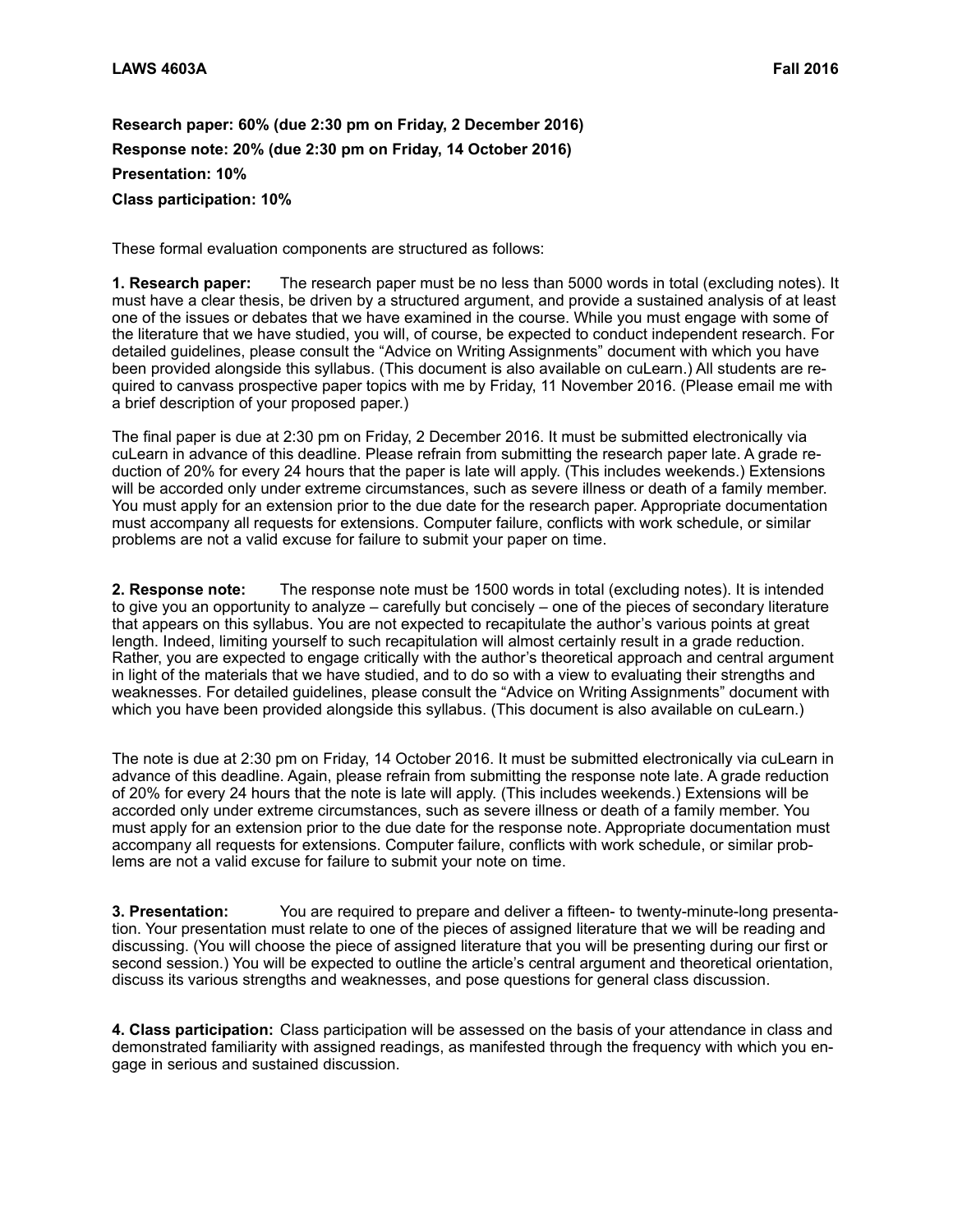**Research paper: 60% (due 2:30 pm on Friday, 2 December 2016)**

**Response note: 20% (due 2:30 pm on Friday, 14 October 2016)**

**Presentation: 10%**

**Class participation: 10%**

These formal evaluation components are structured as follows:

**1. Research paper:** The research paper must be no less than 5000 words in total (excluding notes). It must have a clear thesis, be driven by a structured argument, and provide a sustained analysis of at least one of the issues or debates that we have examined in the course. While you must engage with some of the literature that we have studied, you will, of course, be expected to conduct independent research. For detailed guidelines, please consult the "Advice on Writing Assignments" document with which you have been provided alongside this syllabus. (This document is also available on cuLearn.) All students are required to canvass prospective paper topics with me by Friday, 11 November 2016. (Please email me with a brief description of your proposed paper.)

The final paper is due at 2:30 pm on Friday, 2 December 2016. It must be submitted electronically via cuLearn in advance of this deadline. Please refrain from submitting the research paper late. A grade reduction of 20% for every 24 hours that the paper is late will apply. (This includes weekends.) Extensions will be accorded only under extreme circumstances, such as severe illness or death of a family member. You must apply for an extension prior to the due date for the research paper. Appropriate documentation must accompany all requests for extensions. Computer failure, conflicts with work schedule, or similar problems are not a valid excuse for failure to submit your paper on time.

**2. Response note:** The response note must be 1500 words in total (excluding notes). It is intended to give you an opportunity to analyze – carefully but concisely – one of the pieces of secondary literature that appears on this syllabus. You are not expected to recapitulate the author's various points at great length. Indeed, limiting yourself to such recapitulation will almost certainly result in a grade reduction. Rather, you are expected to engage critically with the author's theoretical approach and central argument in light of the materials that we have studied, and to do so with a view to evaluating their strengths and weaknesses. For detailed guidelines, please consult the "Advice on Writing Assignments" document with which you have been provided alongside this syllabus. (This document is also available on cuLearn.)

The note is due at 2:30 pm on Friday, 14 October 2016. It must be submitted electronically via cuLearn in advance of this deadline. Again, please refrain from submitting the response note late. A grade reduction of 20% for every 24 hours that the note is late will apply. (This includes weekends.) Extensions will be accorded only under extreme circumstances, such as severe illness or death of a family member. You must apply for an extension prior to the due date for the response note. Appropriate documentation must accompany all requests for extensions. Computer failure, conflicts with work schedule, or similar problems are not a valid excuse for failure to submit your note on time.

**3. Presentation:** You are required to prepare and deliver a fifteen- to twenty-minute-long presentation. Your presentation must relate to one of the pieces of assigned literature that we will be reading and discussing. (You will choose the piece of assigned literature that you will be presenting during our first or second session.) You will be expected to outline the article's central argument and theoretical orientation, discuss its various strengths and weaknesses, and pose questions for general class discussion.

**4. Class participation:** Class participation will be assessed on the basis of your attendance in class and demonstrated familiarity with assigned readings, as manifested through the frequency with which you engage in serious and sustained discussion.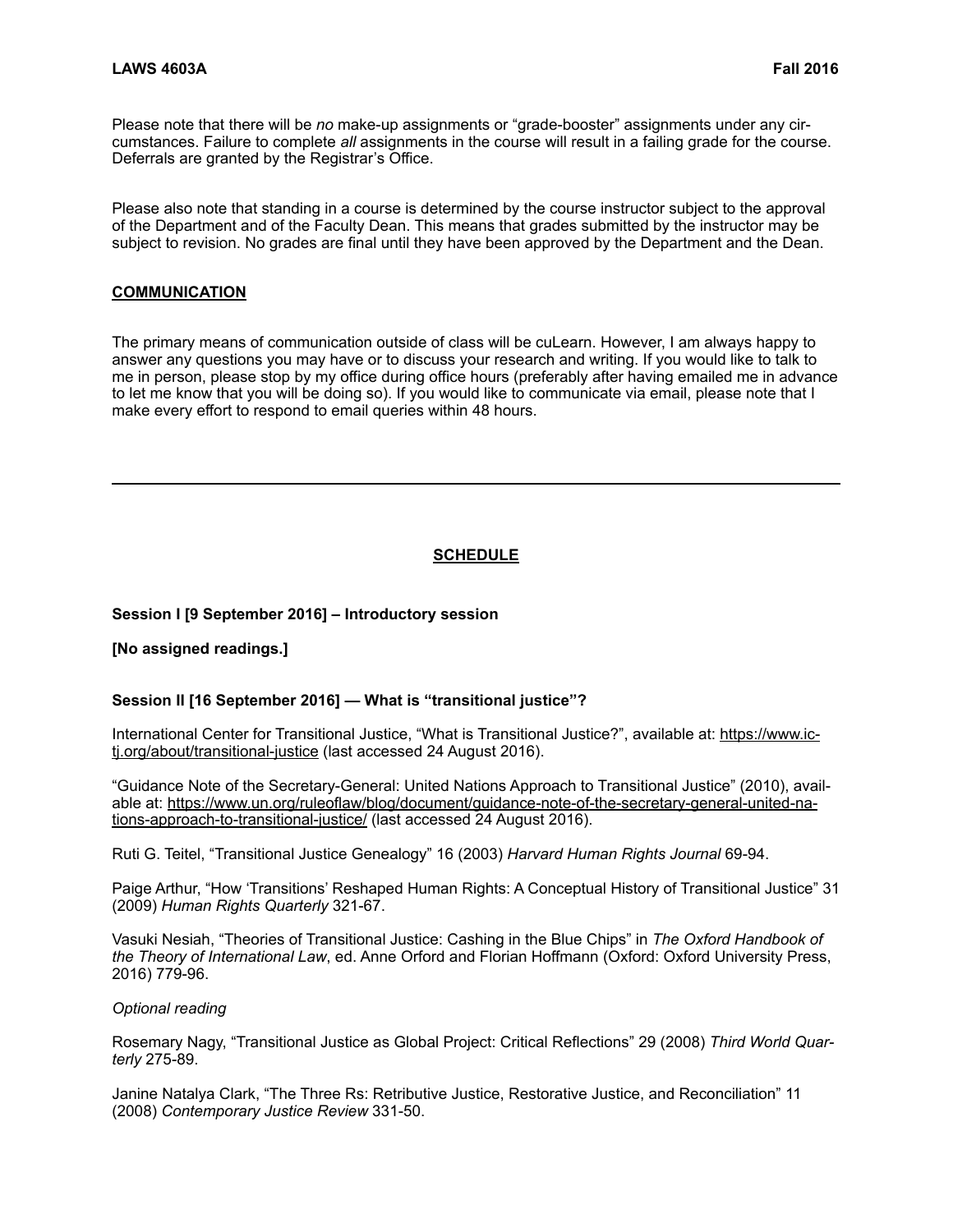Please note that there will be *no* make-up assignments or "grade-booster" assignments under any circumstances. Failure to complete *all* assignments in the course will result in a failing grade for the course. Deferrals are granted by the Registrar's Office.

Please also note that standing in a course is determined by the course instructor subject to the approval of the Department and of the Faculty Dean. This means that grades submitted by the instructor may be subject to revision. No grades are final until they have been approved by the Department and the Dean.

## COMMUNICATION

The primary means of communication outside of class will be cuLearn. However, I am always happy to answer any questions you may have or to discuss your research and writing. If you would like to talk to me in person, please stop by my office during office hours (preferably after having emailed me in advance to let me know that you will be doing so). If you would like to communicate via email, please note that I make every effort to respond to email queries within 48 hours.

---

## SCHEDULE

### Session I [9 September 2016] – Introductory session

**[No assigned readings.]**

### Session II [16 September 2016] — What is "transitional justice"?

International Center for Transitional Justice, "What is Transitional Justice?", available at: https://www.ictj.org/about/transitional-justice (last accessed 24 August 2016).

"Guidance Note of the Secretary-General: United Nations Approach to Transitional Justice" (2010), available at: https://www.un.org/ruleoflaw/blog/document/guidance-note-of-the-secretary-general-united-nations-approach-to-transitional-justice/ (last accessed 24 August 2016).

Ruti G. Teitel, "Transitional Justice Genealogy" 16 (2003) *Harvard Human Rights Journal* 69-94.

Paige Arthur, "How 'Transitions' Reshaped Human Rights: A Conceptual History of Transitional Justice" 31 (2009) *Human Rights Quarterly* 321-67.

Vasuki Nesiah, "Theories of Transitional Justice: Cashing in the Blue Chips" in *The Oxford Handbook of the Theory of International Law*, ed. Anne Orford and Florian Hoffmann (Oxford: Oxford University Press, 2016) 779-96.

*Optional reading*

Rosemary Nagy, "Transitional Justice as Global Project: Critical Reflections" 29 (2008) *Third World Quarterly* 275-89.

Janine Natalya Clark, "The Three Rs: Retributive Justice, Restorative Justice, and Reconciliation" 11 (2008) *Contemporary Justice Review* 331-50.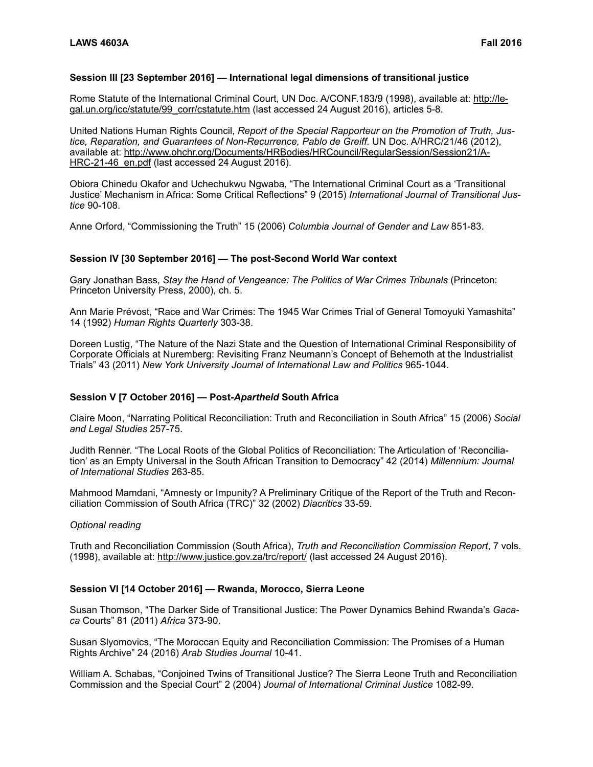### Session III [23 September 2016] — International legal dimensions of transitional justice

Rome Statute of the International Criminal Court, UN Doc. A/CONF.183/9 (1998), available at: http://legal.un.org/icc/statute/99_corr/cstatute.htm (last accessed 24 August 2016), articles 5-8.

United Nations Human Rights Council, *Report of the Special Rapporteur on the Promotion of Truth, Justice, Reparation, and Guarantees of Non-Recurrence, Pablo de Greiff*. UN Doc. A/HRC/21/46 (2012), available at: http://www.ohchr.org/Documents/HRBodies/HRCouncil/RegularSession/Session21/A-HRC-21-46_en.pdf (last accessed 24 August 2016).

Obiora Chinedu Okafor and Uchechukwu Ngwaba, "The International Criminal Court as a 'Transitional Justice' Mechanism in Africa: Some Critical Reflections" 9 (2015) *International Journal of Transitional Justice* 90-108.

Anne Orford, "Commissioning the Truth" 15 (2006) *Columbia Journal of Gender and Law* 851-83.

### Session IV [30 September 2016] — The post-Second World War context

Gary Jonathan Bass, *Stay the Hand of Vengeance: The Politics of War Crimes Tribunals* (Princeton: Princeton University Press, 2000), ch. 5.

Ann Marie Prévost, "Race and War Crimes: The 1945 War Crimes Trial of General Tomoyuki Yamashita" 14 (1992) *Human Rights Quarterly* 303-38.

Doreen Lustig, "The Nature of the Nazi State and the Question of International Criminal Responsibility of Corporate Officials at Nuremberg: Revisiting Franz Neumann's Concept of Behemoth at the Industrialist Trials" 43 (2011) *New York University Journal of International Law and Politics* 965-1044.

### Session V [7 October 2016] — Post-*Apartheid* South Africa

Claire Moon, "Narrating Political Reconciliation: Truth and Reconciliation in South Africa" 15 (2006) *Social and Legal Studies* 257-75.

Judith Renner. "The Local Roots of the Global Politics of Reconciliation: The Articulation of 'Reconciliation' as an Empty Universal in the South African Transition to Democracy" 42 (2014) *Millennium: Journal of International Studies* 263-85.

Mahmood Mamdani, "Amnesty or Impunity? A Preliminary Critique of the Report of the Truth and Reconciliation Commission of South Africa (TRC)" 32 (2002) *Diacritics* 33-59.

*Optional reading*

Truth and Reconciliation Commission (South Africa), *Truth and Reconciliation Commission Report*, 7 vols. (1998), available at: http://www.justice.gov.za/trc/report/ (last accessed 24 August 2016).

### Session VI [14 October 2016] — Rwanda, Morocco, Sierra Leone

Susan Thomson, "The Darker Side of Transitional Justice: The Power Dynamics Behind Rwanda's *Gacaca* Courts" 81 (2011) *Africa* 373-90.

Susan Slyomovics, "The Moroccan Equity and Reconciliation Commission: The Promises of a Human Rights Archive" 24 (2016) *Arab Studies Journal* 10-41.

William A. Schabas, "Conjoined Twins of Transitional Justice? The Sierra Leone Truth and Reconciliation Commission and the Special Court" 2 (2004) *Journal of International Criminal Justice* 1082-99.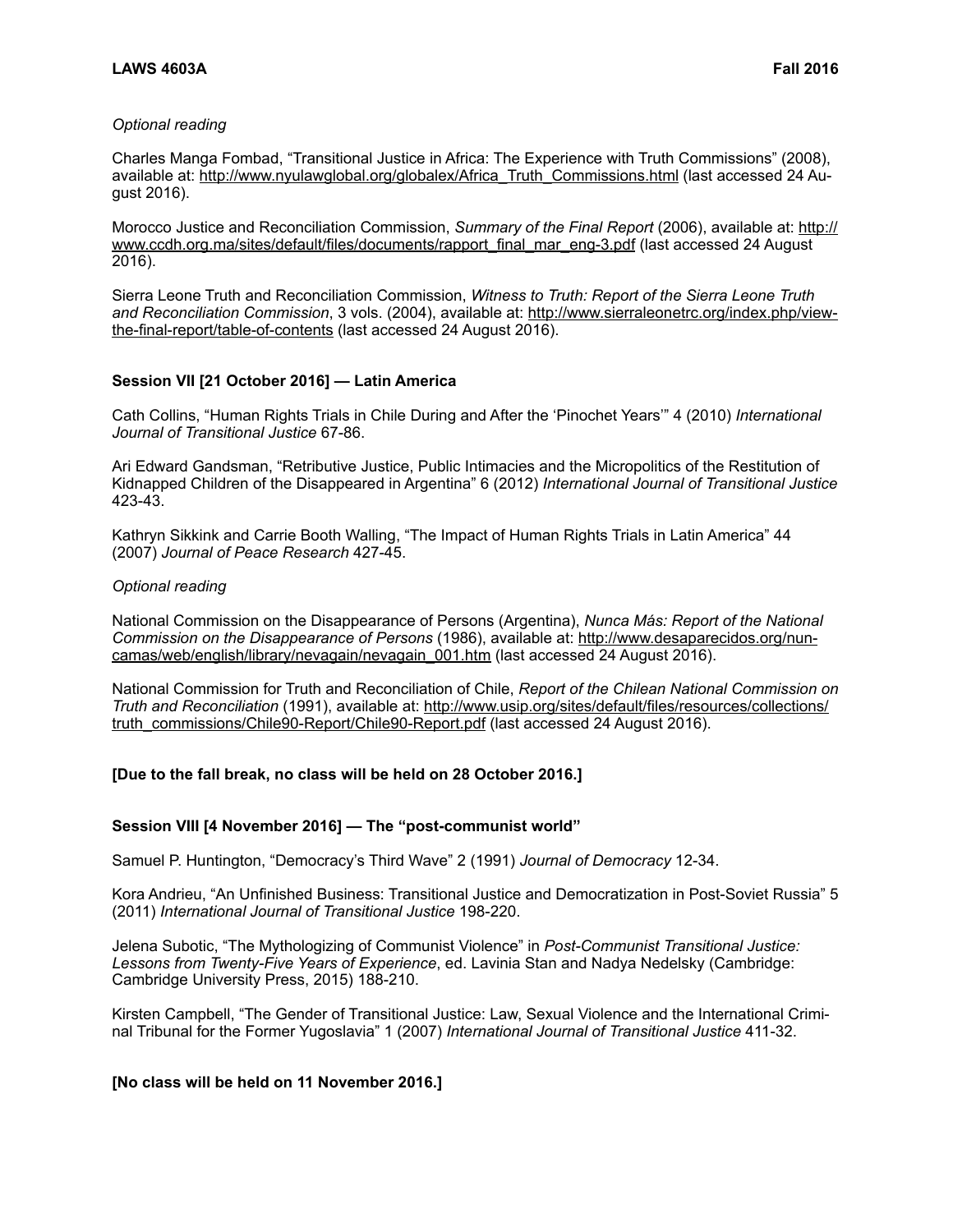*Optional reading*

Charles Manga Fombad, "Transitional Justice in Africa: The Experience with Truth Commissions" (2008), available at: http://www.nyulawglobal.org/globalex/Africa_Truth_Commissions.html (last accessed 24 August 2016).

Morocco Justice and Reconciliation Commission, *Summary of the Final Report* (2006), available at: http://www.ccdh.org.ma/sites/default/files/documents/rapport_final_mar_eng-3.pdf (last accessed 24 August 2016).

Sierra Leone Truth and Reconciliation Commission, *Witness to Truth: Report of the Sierra Leone Truth and Reconciliation Commission*, 3 vols. (2004), available at: http://www.sierraleonetrc.org/index.php/view-the-final-report/table-of-contents (last accessed 24 August 2016).

**Session VII [21 October 2016] — Latin America**

Cath Collins, "Human Rights Trials in Chile During and After the 'Pinochet Years'" 4 (2010) *International Journal of Transitional Justice* 67-86.

Ari Edward Gandsman, "Retributive Justice, Public Intimacies and the Micropolitics of the Restitution of Kidnapped Children of the Disappeared in Argentina" 6 (2012) *International Journal of Transitional Justice* 423-43.

Kathryn Sikkink and Carrie Booth Walling, "The Impact of Human Rights Trials in Latin America" 44 (2007) *Journal of Peace Research* 427-45.

*Optional reading*

National Commission on the Disappearance of Persons (Argentina), *Nunca Más: Report of the National Commission on the Disappearance of Persons* (1986), available at: http://www.desaparecidos.org/nuncamas/web/english/library/nevagain/nevagain_001.htm (last accessed 24 August 2016).

National Commission for Truth and Reconciliation of Chile, *Report of the Chilean National Commission on Truth and Reconciliation* (1991), available at: http://www.usip.org/sites/default/files/resources/collections/truth_commissions/Chile90-Report/Chile90-Report.pdf (last accessed 24 August 2016).

**[Due to the fall break, no class will be held on 28 October 2016.]**

**Session VIII [4 November 2016] — The "post-communist world"**

Samuel P. Huntington, "Democracy's Third Wave" 2 (1991) *Journal of Democracy* 12-34.

Kora Andrieu, "An Unfinished Business: Transitional Justice and Democratization in Post-Soviet Russia" 5 (2011) *International Journal of Transitional Justice* 198-220.

Jelena Subotic, "The Mythologizing of Communist Violence" in *Post-Communist Transitional Justice: Lessons from Twenty-Five Years of Experience*, ed. Lavinia Stan and Nadya Nedelsky (Cambridge: Cambridge University Press, 2015) 188-210.

Kirsten Campbell, "The Gender of Transitional Justice: Law, Sexual Violence and the International Criminal Tribunal for the Former Yugoslavia" 1 (2007) *International Journal of Transitional Justice* 411-32.

**[No class will be held on 11 November 2016.]**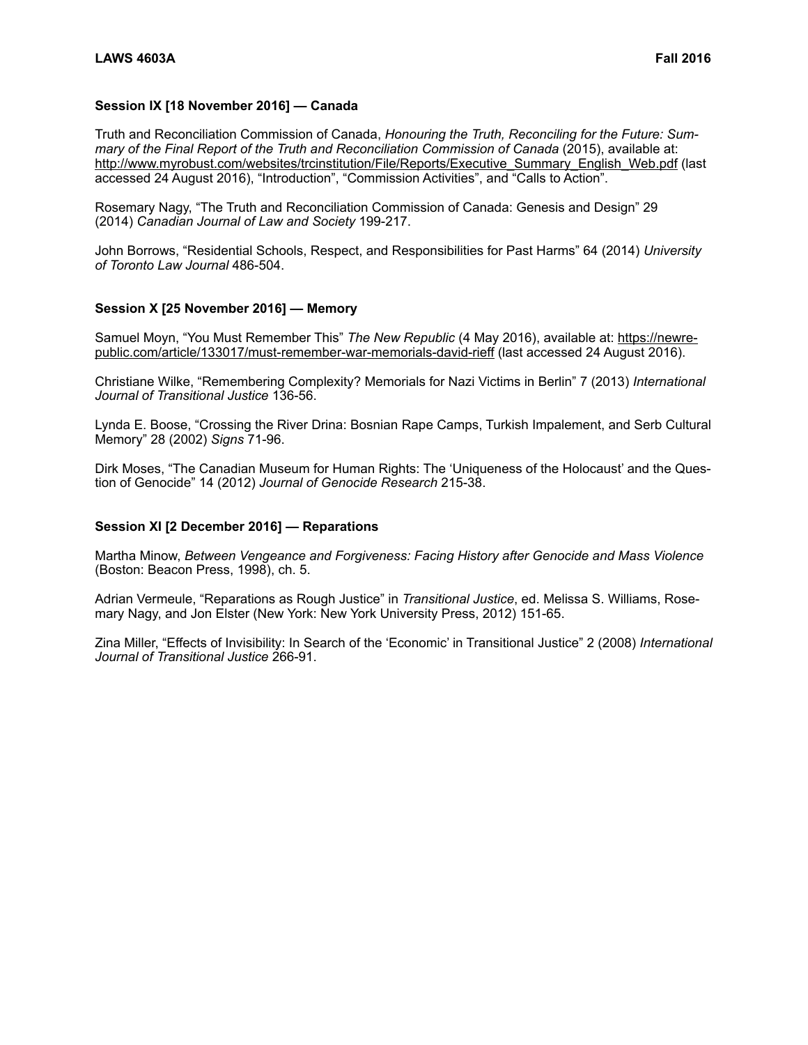### Session IX [18 November 2016] — Canada

Truth and Reconciliation Commission of Canada, *Honouring the Truth, Reconciling for the Future: Summary of the Final Report of the Truth and Reconciliation Commission of Canada* (2015), available at: http://www.myrobust.com/websites/trcinstitution/File/Reports/Executive_Summary_English_Web.pdf (last accessed 24 August 2016), "Introduction", "Commission Activities", and "Calls to Action".

Rosemary Nagy, "The Truth and Reconciliation Commission of Canada: Genesis and Design" 29 (2014) *Canadian Journal of Law and Society* 199-217.

John Borrows, "Residential Schools, Respect, and Responsibilities for Past Harms" 64 (2014) *University of Toronto Law Journal* 486-504.

### Session X [25 November 2016] — Memory

Samuel Moyn, "You Must Remember This" *The New Republic* (4 May 2016), available at: https://newrepublic.com/article/133017/must-remember-war-memorials-david-rieff (last accessed 24 August 2016).

Christiane Wilke, "Remembering Complexity? Memorials for Nazi Victims in Berlin" 7 (2013) *International Journal of Transitional Justice* 136-56.

Lynda E. Boose, "Crossing the River Drina: Bosnian Rape Camps, Turkish Impalement, and Serb Cultural Memory" 28 (2002) *Signs* 71-96.

Dirk Moses, "The Canadian Museum for Human Rights: The 'Uniqueness of the Holocaust' and the Question of Genocide" 14 (2012) *Journal of Genocide Research* 215-38.

### Session XI [2 December 2016] — Reparations

Martha Minow, *Between Vengeance and Forgiveness: Facing History after Genocide and Mass Violence* (Boston: Beacon Press, 1998), ch. 5.

Adrian Vermeule, "Reparations as Rough Justice" in *Transitional Justice*, ed. Melissa S. Williams, Rosemary Nagy, and Jon Elster (New York: New York University Press, 2012) 151-65.

Zina Miller, "Effects of Invisibility: In Search of the 'Economic' in Transitional Justice" 2 (2008) *International Journal of Transitional Justice* 266-91.